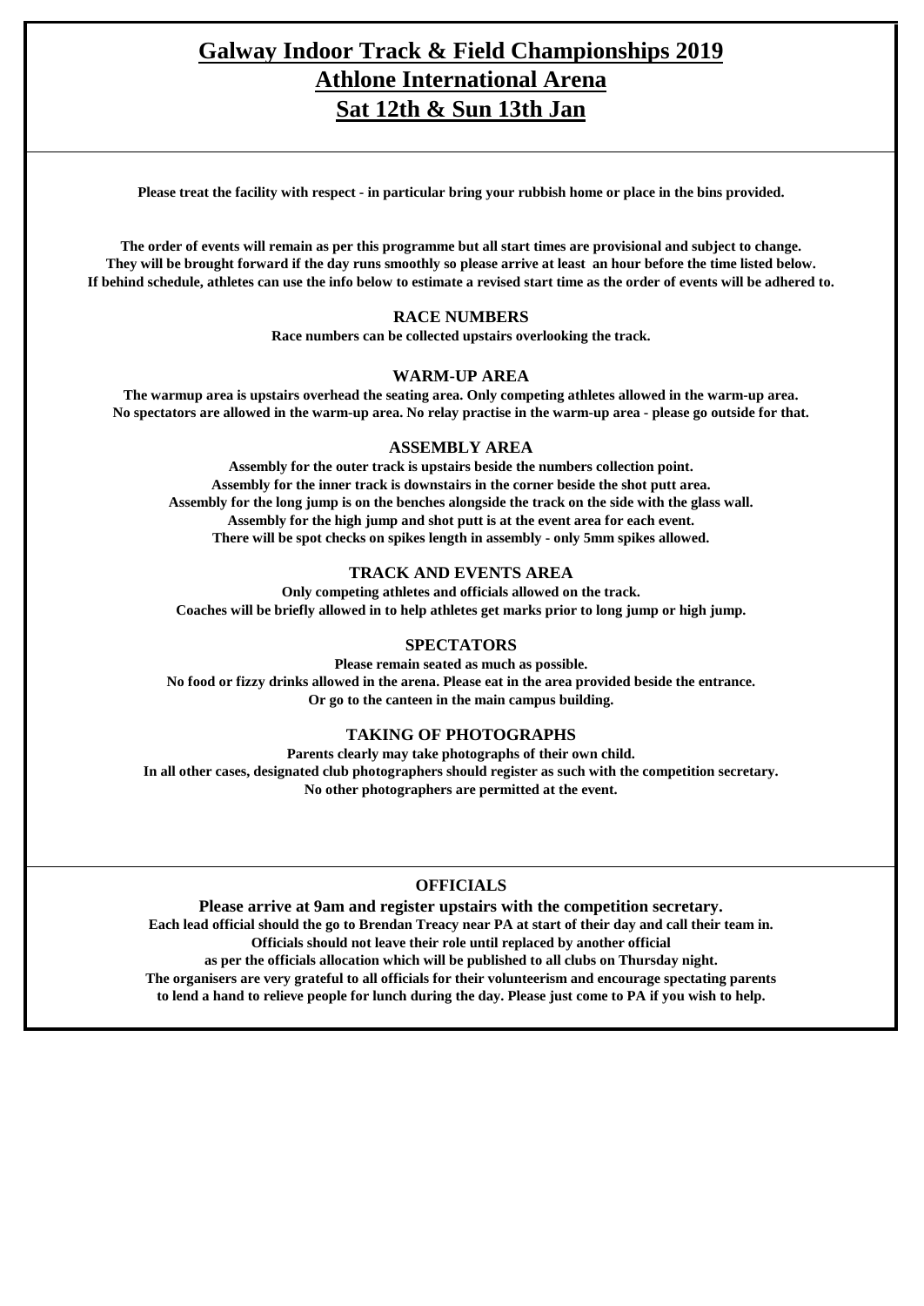# Galway Indoor Track & Field Championships 2019
# Athlone International Arena
# Sat 12th & Sun 13th Jan

**Please treat the facility with respect - in particular bring your rubbish home or place in the bins provided.**

**The order of events will remain as per this programme but all start times are provisional and subject to change.**
**They will be brought forward if the day runs smoothly so please arrive at least an hour before the time listed below.**
**If behind schedule, athletes can use the info below to estimate a revised start time as the order of events will be adhered to.**

### RACE NUMBERS

**Race numbers can be collected upstairs overlooking the track.**

### WARM-UP AREA

**The warmup area is upstairs overhead the seating area. Only competing athletes allowed in the warm-up area.**
**No spectators are allowed in the warm-up area. No relay practise in the warm-up area - please go outside for that.**

### ASSEMBLY AREA

**Assembly for the outer track is upstairs beside the numbers collection point.**
**Assembly for the inner track is downstairs in the corner beside the shot putt area.**
**Assembly for the long jump is on the benches alongside the track on the side with the glass wall.**
**Assembly for the high jump and shot putt is at the event area for each event.**
**There will be spot checks on spikes length in assembly - only 5mm spikes allowed.**

### TRACK AND EVENTS AREA

**Only competing athletes and officials allowed on the track.**
**Coaches will be briefly allowed in to help athletes get marks prior to long jump or high jump.**

### SPECTATORS

**Please remain seated as much as possible.**
**No food or fizzy drinks allowed in the arena. Please eat in the area provided beside the entrance.**
**Or go to the canteen in the main campus building.**

### TAKING OF PHOTOGRAPHS

**Parents clearly may take photographs of their own child.**
**In all other cases, designated club photographers should register as such with the competition secretary.**
**No other photographers are permitted at the event.**

### OFFICIALS

**Please arrive at 9am and register upstairs with the competition secretary.**
**Each lead official should the go to Brendan Treacy near PA at start of their day and call their team in.**
**Officials should not leave their role until replaced by another official**
**as per the officials allocation which will be published to all clubs on Thursday night.**
**The organisers are very grateful to all officials for their volunteerism and encourage spectating parents**
**to lend a hand to relieve people for lunch during the day. Please just come to PA if you wish to help.**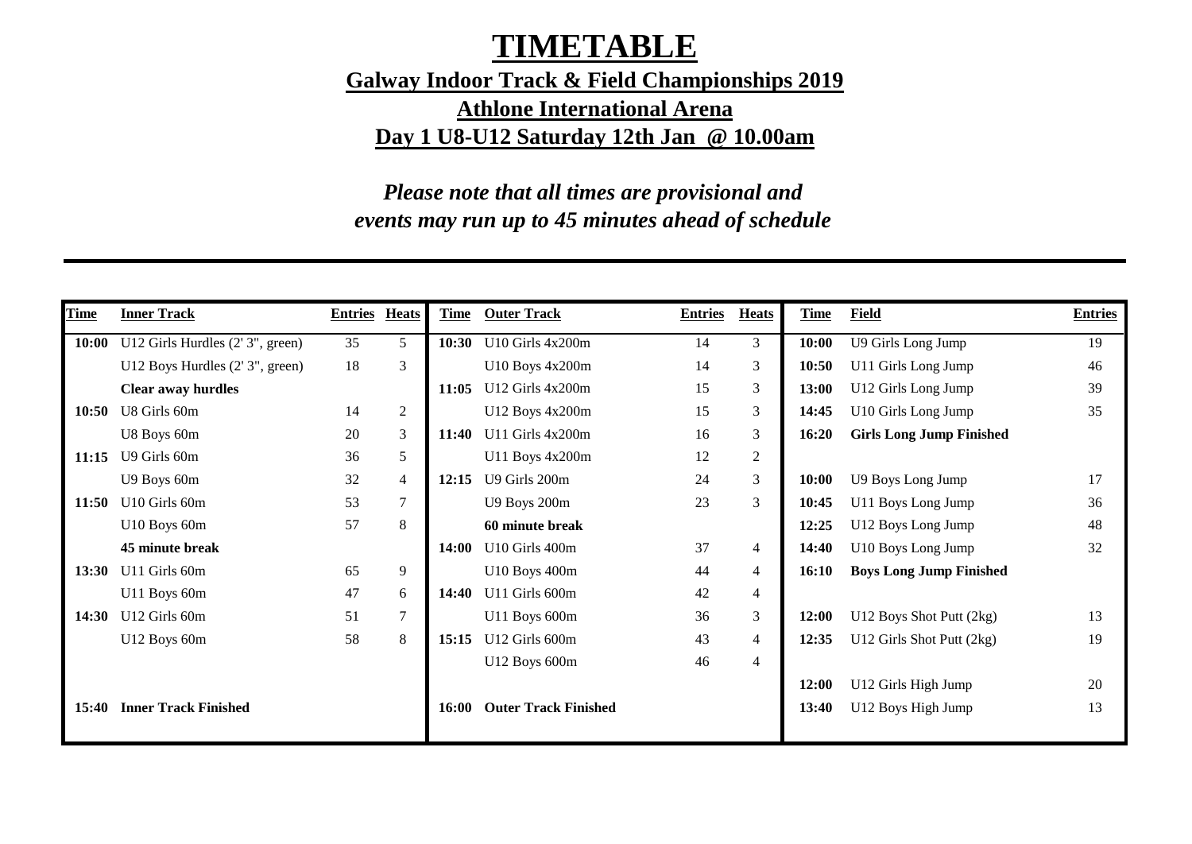# TIMETABLE

## Galway Indoor Track & Field Championships 2019

## Athlone International Arena

## Day 1 U8-U12 Saturday 12th Jan @ 10.00am

***Please note that all times are provisional and events may run up to 45 minutes ahead of schedule***

| Time | Inner Track | Entries | Heats | Time | Outer Track | Entries | Heats | Time | Field | Entries |
|---|---|---|---|---|---|---|---|---|---|---|
| **10:00** | U12 Girls Hurdles (2' 3", green) | 35 | 5 | **10:30** | U10 Girls 4x200m | 14 | 3 | **10:00** | U9 Girls Long Jump | 19 |
| | U12 Boys Hurdles (2' 3", green) | 18 | 3 | | U10 Boys 4x200m | 14 | 3 | **10:50** | U11 Girls Long Jump | 46 |
| | **Clear away hurdles** | | | **11:05** | U12 Girls 4x200m | 15 | 3 | **13:00** | U12 Girls Long Jump | 39 |
| **10:50** | U8 Girls 60m | 14 | 2 | | U12 Boys 4x200m | 15 | 3 | **14:45** | U10 Girls Long Jump | 35 |
| | U8 Boys 60m | 20 | 3 | **11:40** | U11 Girls 4x200m | 16 | 3 | **16:20** | **Girls Long Jump Finished** | |
| **11:15** | U9 Girls 60m | 36 | 5 | | U11 Boys 4x200m | 12 | 2 | | | |
| | U9 Boys 60m | 32 | 4 | **12:15** | U9 Girls 200m | 24 | 3 | **10:00** | U9 Boys Long Jump | 17 |
| **11:50** | U10 Girls 60m | 53 | 7 | | U9 Boys 200m | 23 | 3 | **10:45** | U11 Boys Long Jump | 36 |
| | U10 Boys 60m | 57 | 8 | | **60 minute break** | | | **12:25** | U12 Boys Long Jump | 48 |
| | **45 minute break** | | | **14:00** | U10 Girls 400m | 37 | 4 | **14:40** | U10 Boys Long Jump | 32 |
| **13:30** | U11 Girls 60m | 65 | 9 | | U10 Boys 400m | 44 | 4 | **16:10** | **Boys Long Jump Finished** | |
| | U11 Boys 60m | 47 | 6 | **14:40** | U11 Girls 600m | 42 | 4 | | | |
| **14:30** | U12 Girls 60m | 51 | 7 | | U11 Boys 600m | 36 | 3 | **12:00** | U12 Boys Shot Putt (2kg) | 13 |
| | U12 Boys 60m | 58 | 8 | **15:15** | U12 Girls 600m | 43 | 4 | **12:35** | U12 Girls Shot Putt (2kg) | 19 |
| | | | | | U12 Boys 600m | 46 | 4 | | | |
| | | | | | | | | **12:00** | U12 Girls High Jump | 20 |
| **15:40** | **Inner Track Finished** | | | **16:00** | **Outer Track Finished** | | | **13:40** | U12 Boys High Jump | 13 |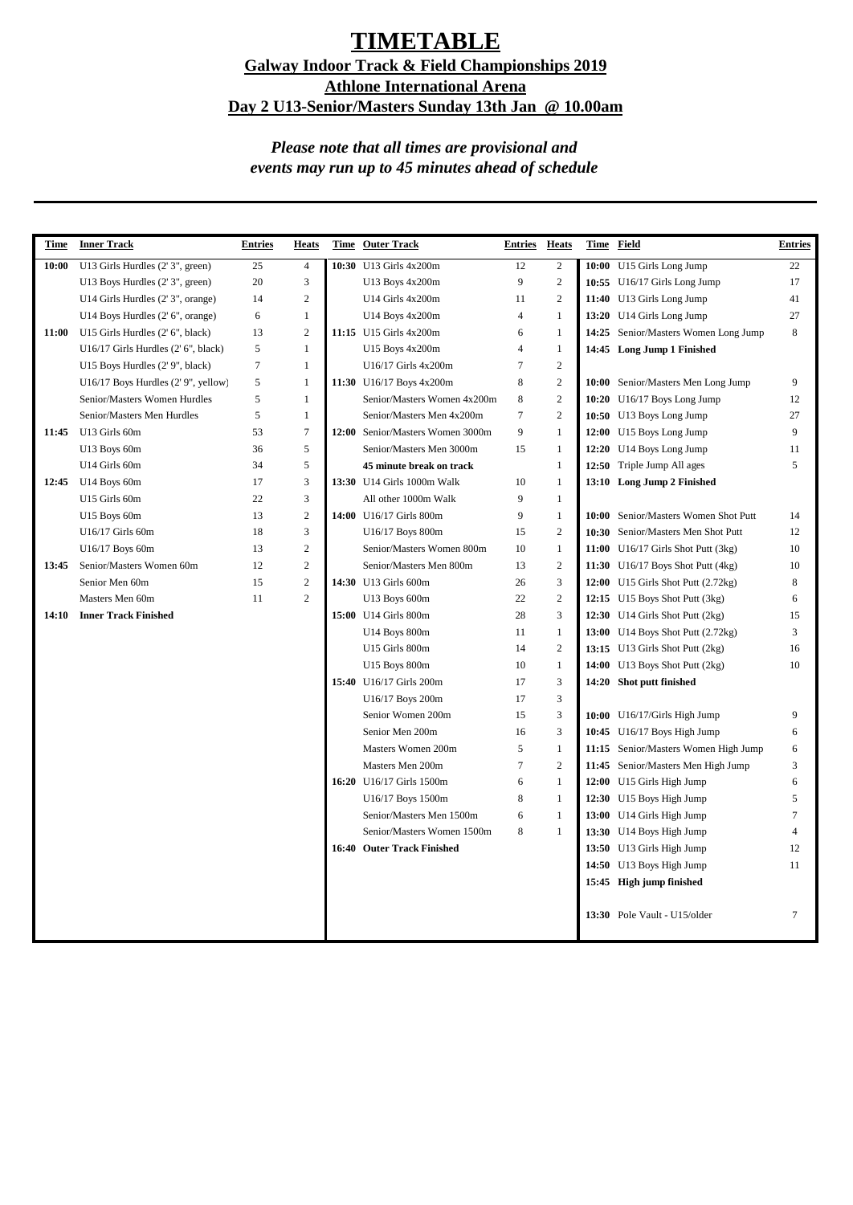# TIMETABLE

## Galway Indoor Track & Field Championships 2019

## Athlone International Arena

## Day 2 U13-Senior/Masters Sunday 13th Jan @ 10.00am

***Please note that all times are provisional and events may run up to 45 minutes ahead of schedule***

| Time | Inner Track | Entries | Heats | Time | Outer Track | Entries | Heats | Time | Field | Entries |
|---|---|---|---|---|---|---|---|---|---|---|
| **10:00** | U13 Girls Hurdles (2' 3", green) | 25 | 4 | **10:30** | U13 Girls 4x200m | 12 | 2 | **10:00** | U15 Girls Long Jump | 22 |
| | U13 Boys Hurdles (2' 3", green) | 20 | 3 | | U13 Boys 4x200m | 9 | 2 | **10:55** | U16/17 Girls Long Jump | 17 |
| | U14 Girls Hurdles (2' 3", orange) | 14 | 2 | | U14 Girls 4x200m | 11 | 2 | **11:40** | U13 Girls Long Jump | 41 |
| | U14 Boys Hurdles (2' 6", orange) | 6 | 1 | | U14 Boys 4x200m | 4 | 1 | **13:20** | U14 Girls Long Jump | 27 |
| **11:00** | U15 Girls Hurdles (2' 6", black) | 13 | 2 | **11:15** | U15 Girls 4x200m | 6 | 1 | **14:25** | Senior/Masters Women Long Jump | 8 |
| | U16/17 Girls Hurdles (2' 6", black) | 5 | 1 | | U15 Boys 4x200m | 4 | 1 | **14:45** | **Long Jump 1 Finished** | |
| | U15 Boys Hurdles (2' 9", black) | 7 | 1 | | U16/17 Girls 4x200m | 7 | 2 | | | |
| | U16/17 Boys Hurdles (2' 9", yellow) | 5 | 1 | **11:30** | U16/17 Boys 4x200m | 8 | 2 | **10:00** | Senior/Masters Men Long Jump | 9 |
| | Senior/Masters Women Hurdles | 5 | 1 | | Senior/Masters Women 4x200m | 8 | 2 | **10:20** | U16/17 Boys Long Jump | 12 |
| | Senior/Masters Men Hurdles | 5 | 1 | | Senior/Masters Men 4x200m | 7 | 2 | **10:50** | U13 Boys Long Jump | 27 |
| **11:45** | U13 Girls 60m | 53 | 7 | **12:00** | Senior/Masters Women 3000m | 9 | 1 | **12:00** | U15 Boys Long Jump | 9 |
| | U13 Boys 60m | 36 | 5 | | Senior/Masters Men 3000m | 15 | 1 | **12:20** | U14 Boys Long Jump | 11 |
| | U14 Girls 60m | 34 | 5 | | **45 minute break on track** | | 1 | **12:50** | Triple Jump All ages | 5 |
| **12:45** | U14 Boys 60m | 17 | 3 | **13:30** | U14 Girls 1000m Walk | 10 | 1 | **13:10** | **Long Jump 2 Finished** | |
| | U15 Girls 60m | 22 | 3 | | All other 1000m Walk | 9 | 1 | | | |
| | U15 Boys 60m | 13 | 2 | **14:00** | U16/17 Girls 800m | 9 | 1 | **10:00** | Senior/Masters Women Shot Putt | 14 |
| | U16/17 Girls 60m | 18 | 3 | | U16/17 Boys 800m | 15 | 2 | **10:30** | Senior/Masters Men Shot Putt | 12 |
| | U16/17 Boys 60m | 13 | 2 | | Senior/Masters Women 800m | 10 | 1 | **11:00** | U16/17 Girls Shot Putt (3kg) | 10 |
| **13:45** | Senior/Masters Women 60m | 12 | 2 | | Senior/Masters Men 800m | 13 | 2 | **11:30** | U16/17 Boys Shot Putt (4kg) | 10 |
| | Senior Men 60m | 15 | 2 | **14:30** | U13 Girls 600m | 26 | 3 | **12:00** | U15 Girls Shot Putt (2.72kg) | 8 |
| | Masters Men 60m | 11 | 2 | | U13 Boys 600m | 22 | 2 | **12:15** | U15 Boys Shot Putt (3kg) | 6 |
| **14:10** | **Inner Track Finished** | | | **15:00** | U14 Girls 800m | 28 | 3 | **12:30** | U14 Girls Shot Putt (2kg) | 15 |
| | | | | | U14 Boys 800m | 11 | 1 | **13:00** | U14 Boys Shot Putt (2.72kg) | 3 |
| | | | | | U15 Girls 800m | 14 | 2 | **13:15** | U13 Girls Shot Putt (2kg) | 16 |
| | | | | | U15 Boys 800m | 10 | 1 | **14:00** | U13 Boys Shot Putt (2kg) | 10 |
| | | | | **15:40** | U16/17 Girls 200m | 17 | 3 | **14:20** | **Shot putt finished** | |
| | | | | | U16/17 Boys 200m | 17 | 3 | | | |
| | | | | | Senior Women 200m | 15 | 3 | **10:00** | U16/17Girls High Jump | 9 |
| | | | | | Senior Men 200m | 16 | 3 | **10:45** | U16/17 Boys High Jump | 6 |
| | | | | | Masters Women 200m | 5 | 1 | **11:15** | Senior/Masters Women High Jump | 6 |
| | | | | | Masters Men 200m | 7 | 2 | **11:45** | Senior/Masters Men High Jump | 3 |
| | | | | **16:20** | U16/17 Girls 1500m | 6 | 1 | **12:00** | U15 Girls High Jump | 6 |
| | | | | | U16/17 Boys 1500m | 8 | 1 | **12:30** | U15 Boys High Jump | 5 |
| | | | | | Senior/Masters Men 1500m | 6 | 1 | **13:00** | U14 Girls High Jump | 7 |
| | | | | | Senior/Masters Women 1500m | 8 | 1 | **13:30** | U14 Boys High Jump | 4 |
| | | | | **16:40** | **Outer Track Finished** | | | **13:50** | U13 Girls High Jump | 12 |
| | | | | | | | | **14:50** | U13 Boys High Jump | 11 |
| | | | | | | | | **15:45** | **High jump finished** | |
| | | | | | | | | | | |
| | | | | | | | | **13:30** | Pole Vault - U15/older | 7 |